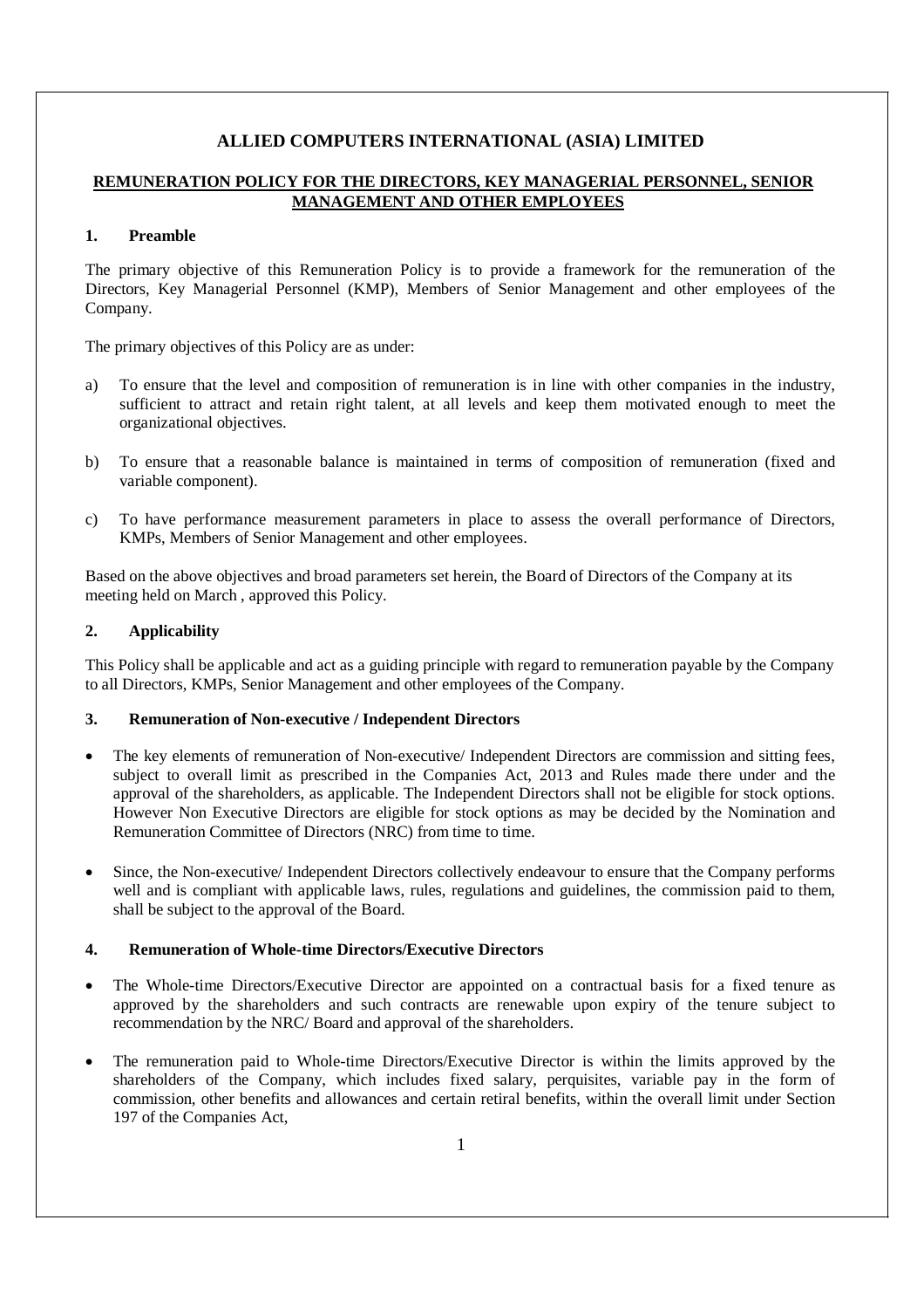# ALLIED COMPUTERS INTERNATIONAL (ASIA) LIMITED

## REMUNERATION POLICY FOR THE DIRECTORS, KEY MANAGERIAL PERSONNEL, SENIOR MANAGEMENT AND OTHER EMPLOYEES

### 1. Preamble

The primary objective of this Remuneration Policy is to provide a framework for the remuneration of the Directors, Key Managerial Personnel (KMP), Members of Senior Management and other employees of the Company.

The primary objectives of this Policy are as under:

a) To ensure that the level and composition of remuneration is in line with other companies in the industry, sufficient to attract and retain right talent, at all levels and keep them motivated enough to meet the organizational objectives.

b) To ensure that a reasonable balance is maintained in terms of composition of remuneration (fixed and variable component).

c) To have performance measurement parameters in place to assess the overall performance of Directors, KMPs, Members of Senior Management and other employees.

Based on the above objectives and broad parameters set herein, the Board of Directors of the Company at its meeting held on March , approved this Policy.

### 2. Applicability

This Policy shall be applicable and act as a guiding principle with regard to remuneration payable by the Company to all Directors, KMPs, Senior Management and other employees of the Company.

### 3. Remuneration of Non-executive / Independent Directors

- The key elements of remuneration of Non-executive/ Independent Directors are commission and sitting fees, subject to overall limit as prescribed in the Companies Act, 2013 and Rules made there under and the approval of the shareholders, as applicable. The Independent Directors shall not be eligible for stock options. However Non Executive Directors are eligible for stock options as may be decided by the Nomination and Remuneration Committee of Directors (NRC) from time to time.

- Since, the Non-executive/ Independent Directors collectively endeavour to ensure that the Company performs well and is compliant with applicable laws, rules, regulations and guidelines, the commission paid to them, shall be subject to the approval of the Board.

### 4. Remuneration of Whole-time Directors/Executive Directors

- The Whole-time Directors/Executive Director are appointed on a contractual basis for a fixed tenure as approved by the shareholders and such contracts are renewable upon expiry of the tenure subject to recommendation by the NRC/ Board and approval of the shareholders.

- The remuneration paid to Whole-time Directors/Executive Director is within the limits approved by the shareholders of the Company, which includes fixed salary, perquisites, variable pay in the form of commission, other benefits and allowances and certain retiral benefits, within the overall limit under Section 197 of the Companies Act,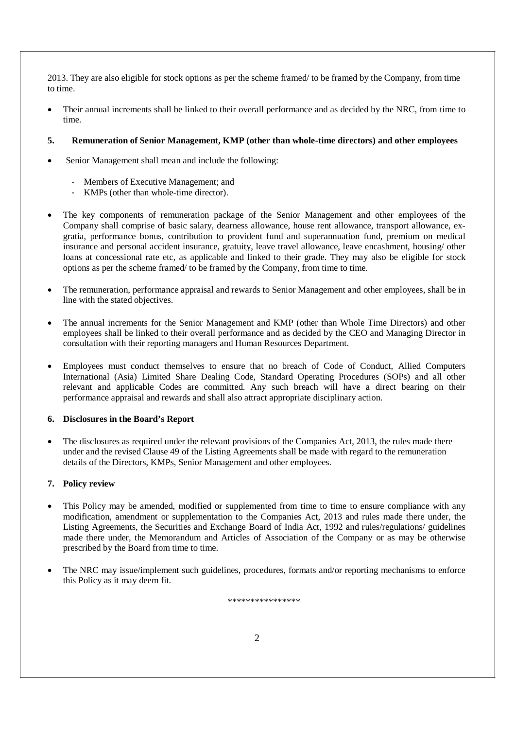2013. They are also eligible for stock options as per the scheme framed/ to be framed by the Company, from time to time.

- Their annual increments shall be linked to their overall performance and as decided by the NRC, from time to time.

## 5. Remuneration of Senior Management, KMP (other than whole-time directors) and other employees

- Senior Management shall mean and include the following:
  - Members of Executive Management; and
  - KMPs (other than whole-time director).

- The key components of remuneration package of the Senior Management and other employees of the Company shall comprise of basic salary, dearness allowance, house rent allowance, transport allowance, ex-gratia, performance bonus, contribution to provident fund and superannuation fund, premium on medical insurance and personal accident insurance, gratuity, leave travel allowance, leave encashment, housing/ other loans at concessional rate etc, as applicable and linked to their grade. They may also be eligible for stock options as per the scheme framed/ to be framed by the Company, from time to time.

- The remuneration, performance appraisal and rewards to Senior Management and other employees, shall be in line with the stated objectives.

- The annual increments for the Senior Management and KMP (other than Whole Time Directors) and other employees shall be linked to their overall performance and as decided by the CEO and Managing Director in consultation with their reporting managers and Human Resources Department.

- Employees must conduct themselves to ensure that no breach of Code of Conduct, Allied Computers International (Asia) Limited Share Dealing Code, Standard Operating Procedures (SOPs) and all other relevant and applicable Codes are committed. Any such breach will have a direct bearing on their performance appraisal and rewards and shall also attract appropriate disciplinary action.

## 6. Disclosures in the Board's Report

- The disclosures as required under the relevant provisions of the Companies Act, 2013, the rules made there under and the revised Clause 49 of the Listing Agreements shall be made with regard to the remuneration details of the Directors, KMPs, Senior Management and other employees.

## 7. Policy review

- This Policy may be amended, modified or supplemented from time to time to ensure compliance with any modification, amendment or supplementation to the Companies Act, 2013 and rules made there under, the Listing Agreements, the Securities and Exchange Board of India Act, 1992 and rules/regulations/ guidelines made there under, the Memorandum and Articles of Association of the Company or as may be otherwise prescribed by the Board from time to time.

- The NRC may issue/implement such guidelines, procedures, formats and/or reporting mechanisms to enforce this Policy as it may deem fit.

****************